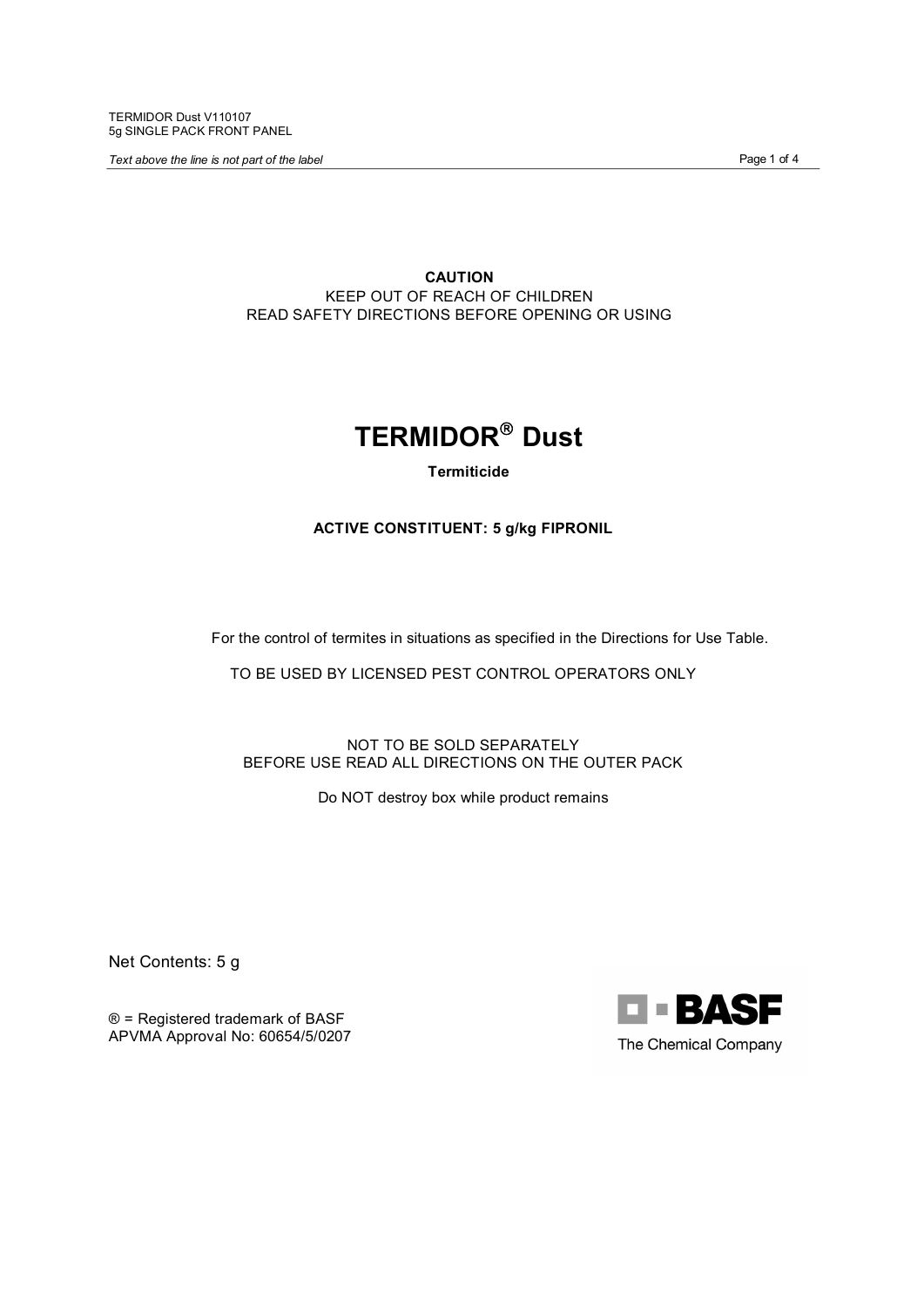TERMIDOR Dust V110107
5g SINGLE PACK FRONT PANEL

*Text above the line is not part of the label*

**CAUTION**
KEEP OUT OF REACH OF CHILDREN
READ SAFETY DIRECTIONS BEFORE OPENING OR USING

# TERMIDOR® Dust

**Termiticide**

**ACTIVE CONSTITUENT: 5 g/kg FIPRONIL**

For the control of termites in situations as specified in the Directions for Use Table.

TO BE USED BY LICENSED PEST CONTROL OPERATORS ONLY

NOT TO BE SOLD SEPARATELY
BEFORE USE READ ALL DIRECTIONS ON THE OUTER PACK

Do NOT destroy box while product remains

Net Contents: 5 g

® = Registered trademark of BASF
APVMA Approval No: 60654/5/0207

BASF
The Chemical Company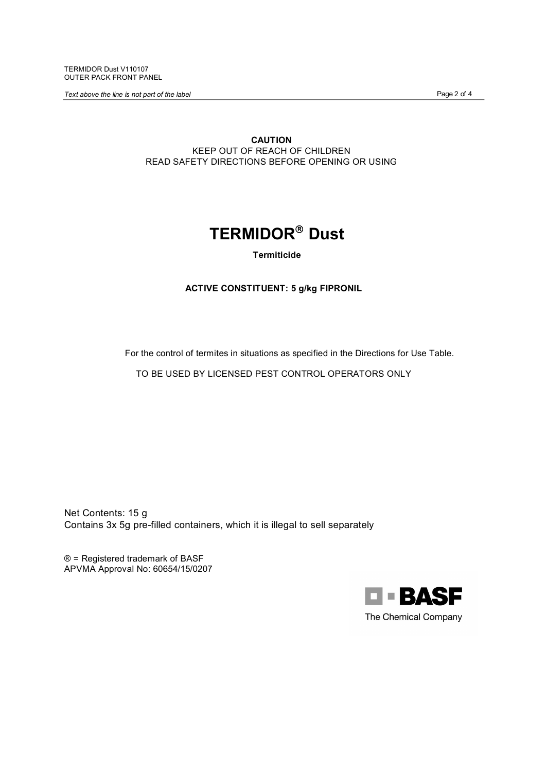**CAUTION**
KEEP OUT OF REACH OF CHILDREN
READ SAFETY DIRECTIONS BEFORE OPENING OR USING

# TERMIDOR® Dust

**Termiticide**

**ACTIVE CONSTITUENT: 5 g/kg FIPRONIL**

For the control of termites in situations as specified in the Directions for Use Table.

TO BE USED BY LICENSED PEST CONTROL OPERATORS ONLY

Net Contents: 15 g
Contains 3x 5g pre-filled containers, which it is illegal to sell separately

® = Registered trademark of BASF
APVMA Approval No: 60654/15/0207

BASF
The Chemical Company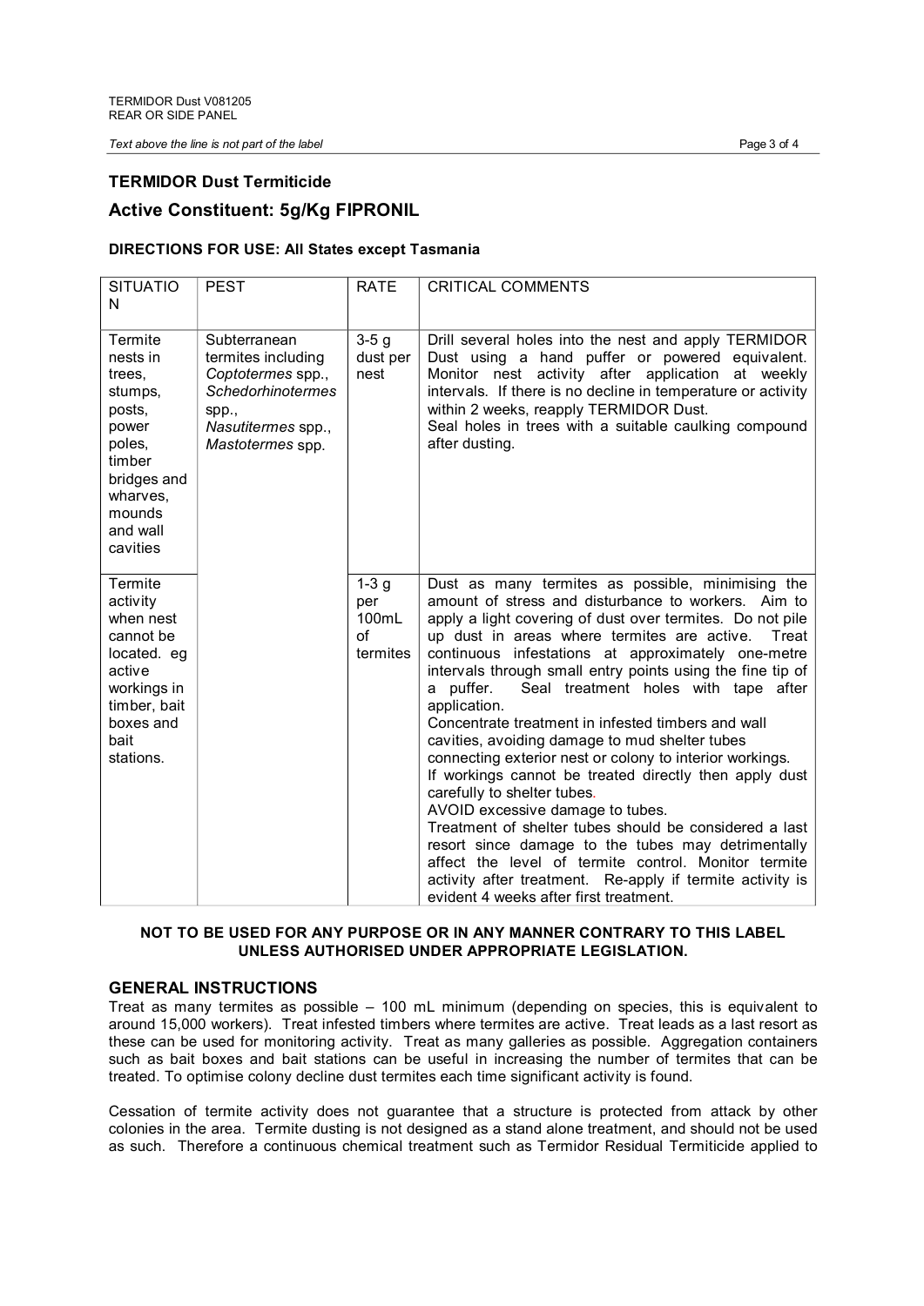## TERMIDOR Dust Termiticide

## Active Constituent: 5g/Kg FIPRONIL

**DIRECTIONS FOR USE: All States except Tasmania**

| SITUATION | PEST | RATE | CRITICAL COMMENTS |
|---|---|---|---|
| Termite nests in trees, stumps, posts, power poles, timber bridges and wharves, mounds and wall cavities | Subterranean termites including *Coptotermes* spp., *Schedorhinotermes* spp., *Nasutitermes* spp., *Mastotermes* spp. | 3-5 g dust per nest | Drill several holes into the nest and apply TERMIDOR Dust using a hand puffer or powered equivalent. Monitor nest activity after application at weekly intervals. If there is no decline in temperature or activity within 2 weeks, reapply TERMIDOR Dust. Seal holes in trees with a suitable caulking compound after dusting. |
| Termite activity when nest cannot be located. eg active workings in timber, bait boxes and bait stations. | | 1-3 g per 100mL of termites | Dust as many termites as possible, minimising the amount of stress and disturbance to workers. Aim to apply a light covering of dust over termites. Do not pile up dust in areas where termites are active. Treat continuous infestations at approximately one-metre intervals through small entry points using the fine tip of a puffer. Seal treatment holes with tape after application. Concentrate treatment in infested timbers and wall cavities, avoiding damage to mud shelter tubes connecting exterior nest or colony to interior workings. If workings cannot be treated directly then apply dust carefully to shelter tubes. AVOID excessive damage to tubes. Treatment of shelter tubes should be considered a last resort since damage to the tubes may detrimentally affect the level of termite control. Monitor termite activity after treatment. Re-apply if termite activity is evident 4 weeks after first treatment. |

**NOT TO BE USED FOR ANY PURPOSE OR IN ANY MANNER CONTRARY TO THIS LABEL UNLESS AUTHORISED UNDER APPROPRIATE LEGISLATION.**

## GENERAL INSTRUCTIONS

Treat as many termites as possible – 100 mL minimum (depending on species, this is equivalent to around 15,000 workers). Treat infested timbers where termites are active. Treat leads as a last resort as these can be used for monitoring activity. Treat as many galleries as possible. Aggregation containers such as bait boxes and bait stations can be useful in increasing the number of termites that can be treated. To optimise colony decline dust termites each time significant activity is found.

Cessation of termite activity does not guarantee that a structure is protected from attack by other colonies in the area. Termite dusting is not designed as a stand alone treatment, and should not be used as such. Therefore a continuous chemical treatment such as Termidor Residual Termiticide applied to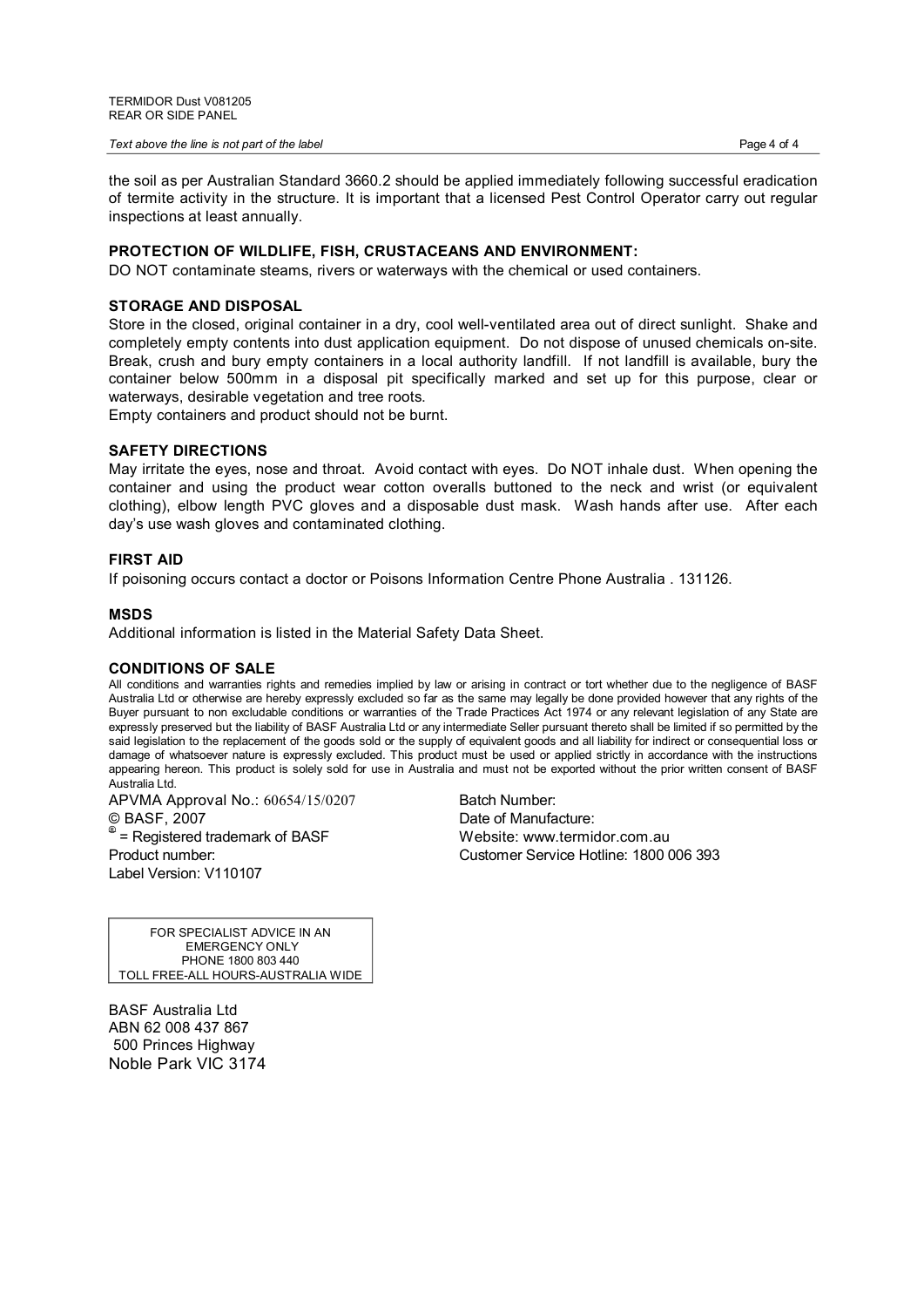the soil as per Australian Standard 3660.2 should be applied immediately following successful eradication of termite activity in the structure. It is important that a licensed Pest Control Operator carry out regular inspections at least annually.

## PROTECTION OF WILDLIFE, FISH, CRUSTACEANS AND ENVIRONMENT:

DO NOT contaminate steams, rivers or waterways with the chemical or used containers.

## STORAGE AND DISPOSAL

Store in the closed, original container in a dry, cool well-ventilated area out of direct sunlight. Shake and completely empty contents into dust application equipment. Do not dispose of unused chemicals on-site. Break, crush and bury empty containers in a local authority landfill. If not landfill is available, bury the container below 500mm in a disposal pit specifically marked and set up for this purpose, clear or waterways, desirable vegetation and tree roots.

Empty containers and product should not be burnt.

## SAFETY DIRECTIONS

May irritate the eyes, nose and throat. Avoid contact with eyes. Do NOT inhale dust. When opening the container and using the product wear cotton overalls buttoned to the neck and wrist (or equivalent clothing), elbow length PVC gloves and a disposable dust mask. Wash hands after use. After each day's use wash gloves and contaminated clothing.

## FIRST AID

If poisoning occurs contact a doctor or Poisons Information Centre Phone Australia . 131126.

## MSDS

Additional information is listed in the Material Safety Data Sheet.

## CONDITIONS OF SALE

All conditions and warranties rights and remedies implied by law or arising in contract or tort whether due to the negligence of BASF Australia Ltd or otherwise are hereby expressly excluded so far as the same may legally be done provided however that any rights of the Buyer pursuant to non excludable conditions or warranties of the Trade Practices Act 1974 or any relevant legislation of any State are expressly preserved but the liability of BASF Australia Ltd or any intermediate Seller pursuant thereto shall be limited if so permitted by the said legislation to the replacement of the goods sold or the supply of equivalent goods and all liability for indirect or consequential loss or damage of whatsoever nature is expressly excluded. This product must be used or applied strictly in accordance with the instructions appearing hereon. This product is solely sold for use in Australia and must not be exported without the prior written consent of BASF Australia Ltd.

APVMA Approval No.: 60654/15/0207
© BASF, 2007
® = Registered trademark of BASF
Product number:
Label Version: V110107

Batch Number:
Date of Manufacture:
Website: www.termidor.com.au
Customer Service Hotline: 1800 006 393

FOR SPECIALIST ADVICE IN AN EMERGENCY ONLY
PHONE 1800 803 440
TOLL FREE-ALL HOURS-AUSTRALIA WIDE

BASF Australia Ltd
ABN 62 008 437 867
500 Princes Highway
Noble Park VIC 3174